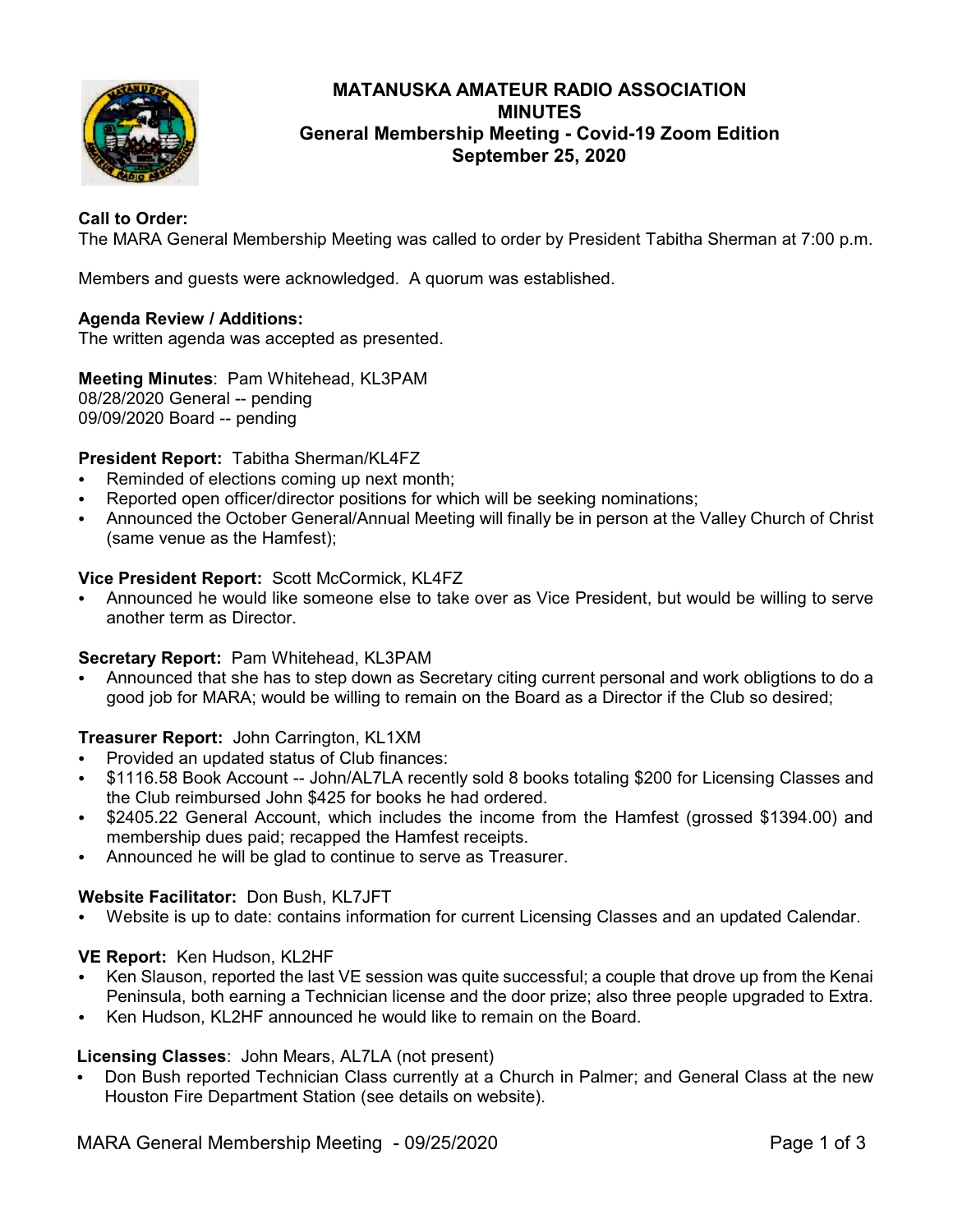# MATANUSKA AMATEUR RADIO ASSOCIATION
## MINUTES
## General Membership Meeting - Covid-19 Zoom Edition
## September 25, 2020

**Call to Order:**
The MARA General Membership Meeting was called to order by President Tabitha Sherman at 7:00 p.m.

Members and guests were acknowledged. A quorum was established.

**Agenda Review / Additions:**
The written agenda was accepted as presented.

**Meeting Minutes**: Pam Whitehead, KL3PAM
08/28/2020 General -- pending
09/09/2020 Board -- pending

**President Report:** Tabitha Sherman/KL4FZ
- Reminded of elections coming up next month;
- Reported open officer/director positions for which will be seeking nominations;
- Announced the October General/Annual Meeting will finally be in person at the Valley Church of Christ (same venue as the Hamfest);

**Vice President Report:** Scott McCormick, KL4FZ
- Announced he would like someone else to take over as Vice President, but would be willing to serve another term as Director.

**Secretary Report:** Pam Whitehead, KL3PAM
- Announced that she has to step down as Secretary citing current personal and work obligtions to do a good job for MARA; would be willing to remain on the Board as a Director if the Club so desired;

**Treasurer Report:** John Carrington, KL1XM
- Provided an updated status of Club finances:
- $1116.58 Book Account -- John/AL7LA recently sold 8 books totaling $200 for Licensing Classes and the Club reimbursed John $425 for books he had ordered.
- $2405.22 General Account, which includes the income from the Hamfest (grossed $1394.00) and membership dues paid; recapped the Hamfest receipts.
- Announced he will be glad to continue to serve as Treasurer.

**Website Facilitator:** Don Bush, KL7JFT
- Website is up to date: contains information for current Licensing Classes and an updated Calendar.

**VE Report:** Ken Hudson, KL2HF
- Ken Slauson, reported the last VE session was quite successful; a couple that drove up from the Kenai Peninsula, both earning a Technician license and the door prize; also three people upgraded to Extra.
- Ken Hudson, KL2HF announced he would like to remain on the Board.

**Licensing Classes**: John Mears, AL7LA (not present)
- Don Bush reported Technician Class currently at a Church in Palmer; and General Class at the new Houston Fire Department Station (see details on website).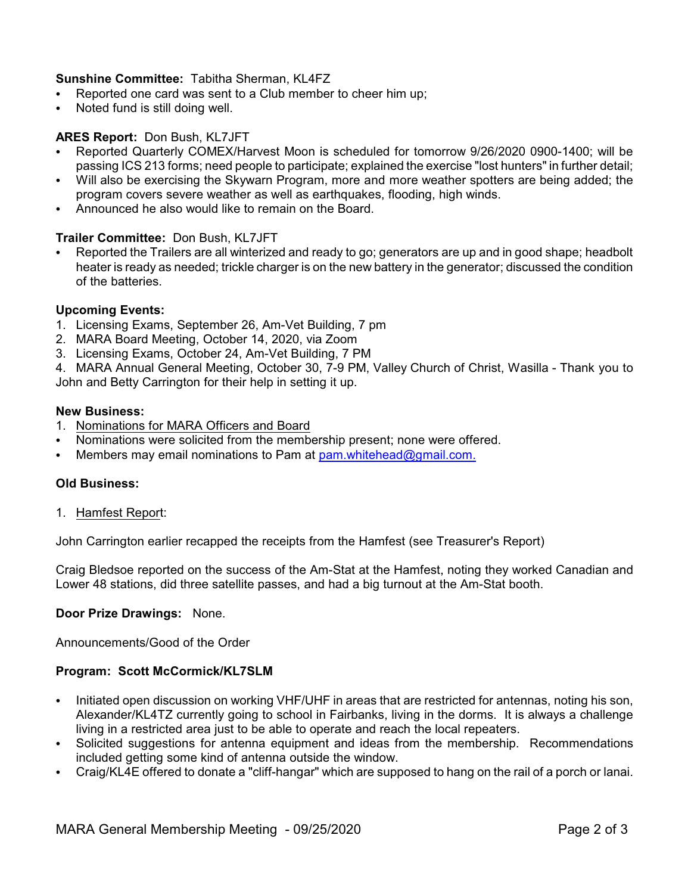**Sunshine Committee:** Tabitha Sherman, KL4FZ

- Reported one card was sent to a Club member to cheer him up;
- Noted fund is still doing well.

**ARES Report:** Don Bush, KL7JFT

- Reported Quarterly COMEX/Harvest Moon is scheduled for tomorrow 9/26/2020 0900-1400; will be passing ICS 213 forms; need people to participate; explained the exercise "lost hunters" in further detail;
- Will also be exercising the Skywarn Program, more and more weather spotters are being added; the program covers severe weather as well as earthquakes, flooding, high winds.
- Announced he also would like to remain on the Board.

**Trailer Committee:** Don Bush, KL7JFT

- Reported the Trailers are all winterized and ready to go; generators are up and in good shape; headbolt heater is ready as needed; trickle charger is on the new battery in the generator; discussed the condition of the batteries.

**Upcoming Events:**

1. Licensing Exams, September 26, Am-Vet Building, 7 pm
2. MARA Board Meeting, October 14, 2020, via Zoom
3. Licensing Exams, October 24, Am-Vet Building, 7 PM
4. MARA Annual General Meeting, October 30, 7-9 PM, Valley Church of Christ, Wasilla - Thank you to John and Betty Carrington for their help in setting it up.

**New Business:**

1. Nominations for MARA Officers and Board

- Nominations were solicited from the membership present; none were offered.
- Members may email nominations to Pam at pam.whitehead@gmail.com.

**Old Business:**

1. Hamfest Report:

John Carrington earlier recapped the receipts from the Hamfest (see Treasurer's Report)

Craig Bledsoe reported on the success of the Am-Stat at the Hamfest, noting they worked Canadian and Lower 48 stations, did three satellite passes, and had a big turnout at the Am-Stat booth.

**Door Prize Drawings:** None.

Announcements/Good of the Order

**Program: Scott McCormick/KL7SLM**

- Initiated open discussion on working VHF/UHF in areas that are restricted for antennas, noting his son, Alexander/KL4TZ currently going to school in Fairbanks, living in the dorms. It is always a challenge living in a restricted area just to be able to operate and reach the local repeaters.
- Solicited suggestions for antenna equipment and ideas from the membership. Recommendations included getting some kind of antenna outside the window.
- Craig/KL4E offered to donate a "cliff-hangar" which are supposed to hang on the rail of a porch or lanai.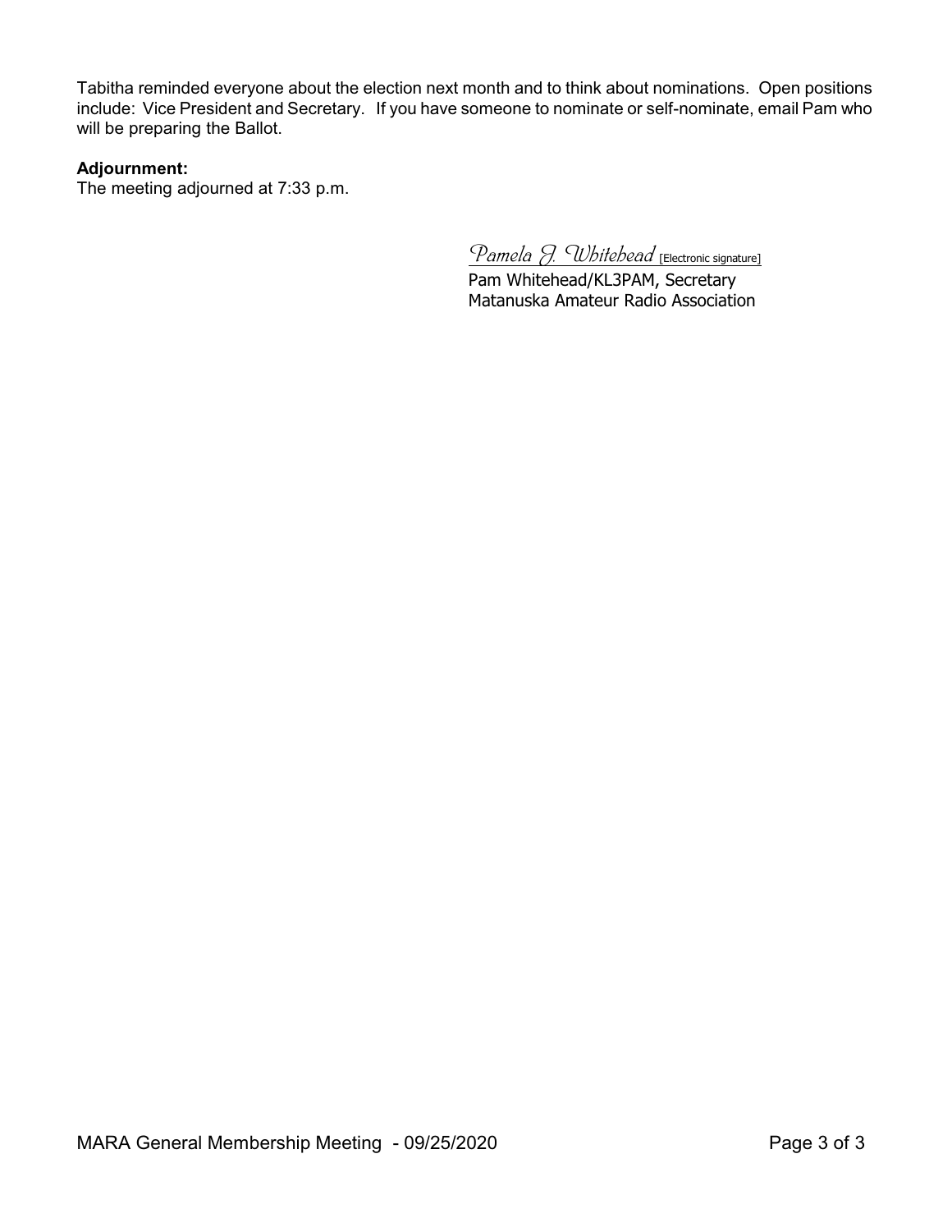Tabitha reminded everyone about the election next month and to think about nominations. Open positions include: Vice President and Secretary. If you have someone to nominate or self-nominate, email Pam who will be preparing the Ballot.

**Adjournment:**
The meeting adjourned at 7:33 p.m.

*Pamela J. Whitehead* [Electronic signature]
Pam Whitehead/KL3PAM, Secretary
Matanuska Amateur Radio Association